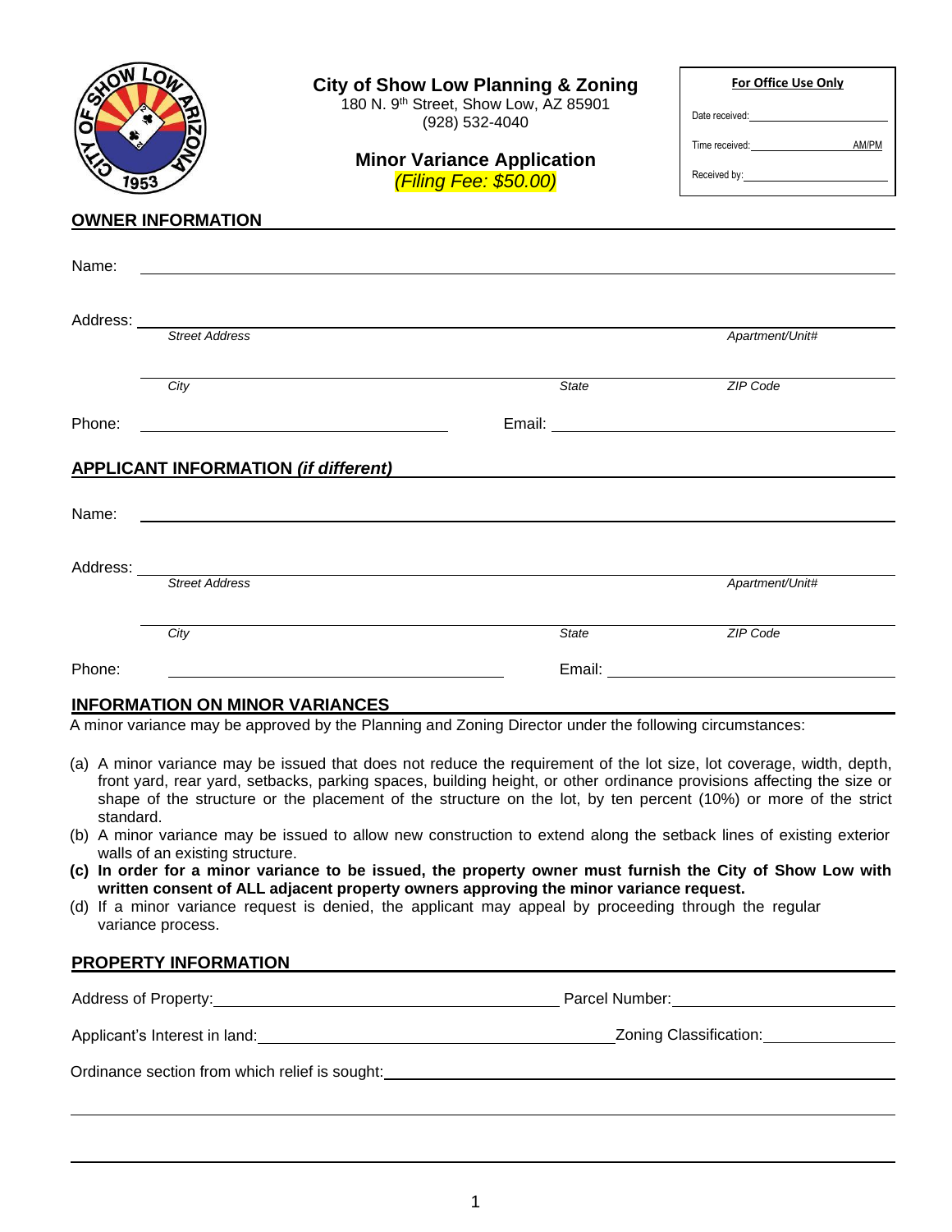# City of Show Low Planning & Zoning

180 N. 9th Street, Show Low, AZ 85901
(928) 532-4040

## Minor Variance Application

*(Filing Fee: $50.00)*

**For Office Use Only**

Date received: ____________________

Time received: ____________________ AM/PM

Received by: ____________________

## OWNER INFORMATION

Name: ________________________________________________

Address: ________________________________________________
*Street Address* *Apartment/Unit#*

________________________________________________
*City* *State* *ZIP Code*

Phone: ____________________ Email: ____________________

## APPLICANT INFORMATION *(if different)*

Name: ________________________________________________

Address: ________________________________________________
*Street Address* *Apartment/Unit#*

________________________________________________
*City* *State* *ZIP Code*

Phone: ____________________ Email: ____________________

## INFORMATION ON MINOR VARIANCES

A minor variance may be approved by the Planning and Zoning Director under the following circumstances:

(a) A minor variance may be issued that does not reduce the requirement of the lot size, lot coverage, width, depth, front yard, rear yard, setbacks, parking spaces, building height, or other ordinance provisions affecting the size or shape of the structure or the placement of the structure on the lot, by ten percent (10%) or more of the strict standard.

(b) A minor variance may be issued to allow new construction to extend along the setback lines of existing exterior walls of an existing structure.

**(c) In order for a minor variance to be issued, the property owner must furnish the City of Show Low with written consent of ALL adjacent property owners approving the minor variance request.**

(d) If a minor variance request is denied, the applicant may appeal by proceeding through the regular variance process.

## PROPERTY INFORMATION

Address of Property: ____________________ Parcel Number: ____________________

Applicant's Interest in land: ____________________ Zoning Classification: ____________________

Ordinance section from which relief is sought: ________________________________________________

________________________________________________

________________________________________________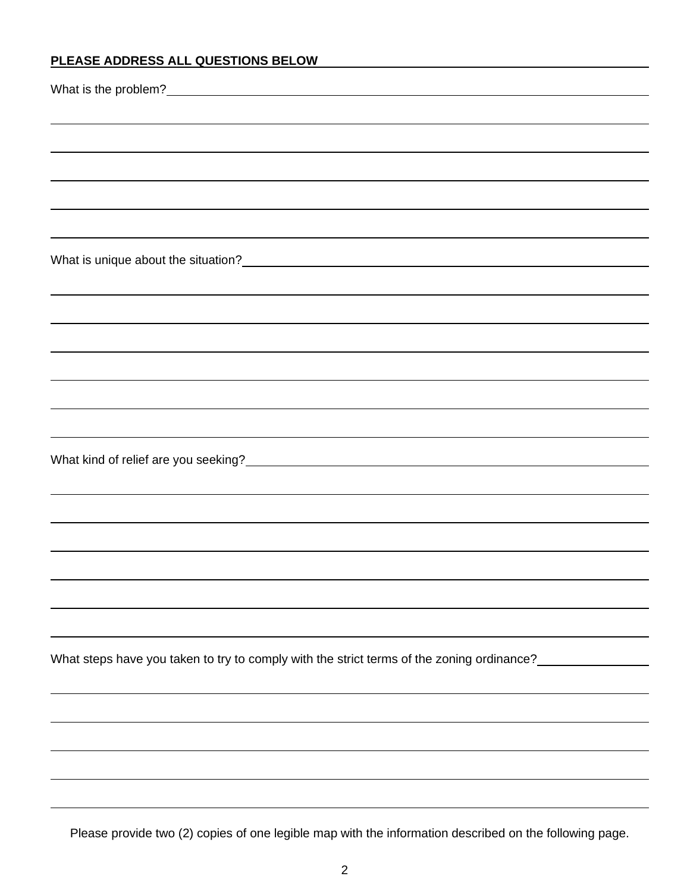**PLEASE ADDRESS ALL QUESTIONS BELOW**

What is the problem?

What is unique about the situation?

What kind of relief are you seeking?

What steps have you taken to try to comply with the strict terms of the zoning ordinance?

Please provide two (2) copies of one legible map with the information described on the following page.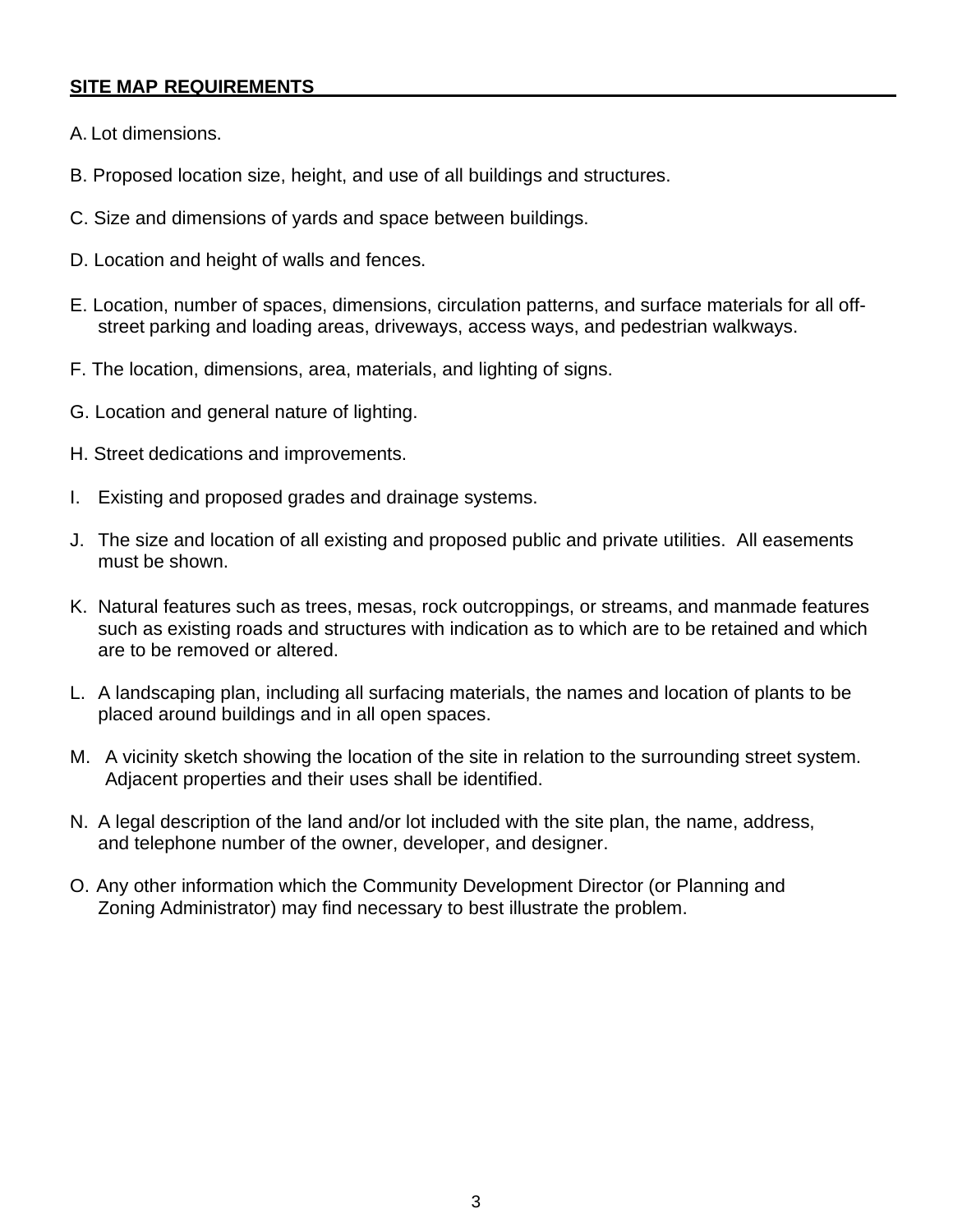**SITE MAP REQUIREMENTS**

A. Lot dimensions.

B. Proposed location size, height, and use of all buildings and structures.

C. Size and dimensions of yards and space between buildings.

D. Location and height of walls and fences.

E. Location, number of spaces, dimensions, circulation patterns, and surface materials for all off-street parking and loading areas, driveways, access ways, and pedestrian walkways.

F. The location, dimensions, area, materials, and lighting of signs.

G. Location and general nature of lighting.

H. Street dedications and improvements.

I. Existing and proposed grades and drainage systems.

J. The size and location of all existing and proposed public and private utilities. All easements must be shown.

K. Natural features such as trees, mesas, rock outcroppings, or streams, and manmade features such as existing roads and structures with indication as to which are to be retained and which are to be removed or altered.

L. A landscaping plan, including all surfacing materials, the names and location of plants to be placed around buildings and in all open spaces.

M. A vicinity sketch showing the location of the site in relation to the surrounding street system. Adjacent properties and their uses shall be identified.

N. A legal description of the land and/or lot included with the site plan, the name, address, and telephone number of the owner, developer, and designer.

O. Any other information which the Community Development Director (or Planning and Zoning Administrator) may find necessary to best illustrate the problem.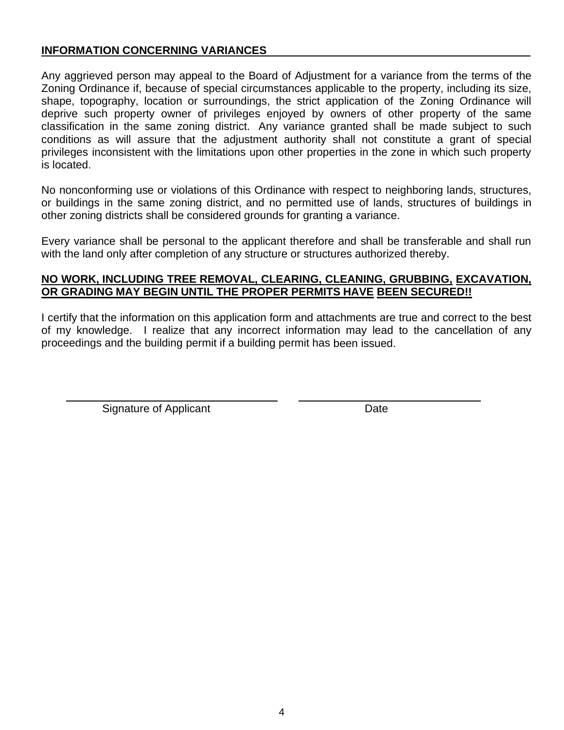**INFORMATION CONCERNING VARIANCES**

Any aggrieved person may appeal to the Board of Adjustment for a variance from the terms of the Zoning Ordinance if, because of special circumstances applicable to the property, including its size, shape, topography, location or surroundings, the strict application of the Zoning Ordinance will deprive such property owner of privileges enjoyed by owners of other property of the same classification in the same zoning district. Any variance granted shall be made subject to such conditions as will assure that the adjustment authority shall not constitute a grant of special privileges inconsistent with the limitations upon other properties in the zone in which such property is located.

No nonconforming use or violations of this Ordinance with respect to neighboring lands, structures, or buildings in the same zoning district, and no permitted use of lands, structures of buildings in other zoning districts shall be considered grounds for granting a variance.

Every variance shall be personal to the applicant therefore and shall be transferable and shall run with the land only after completion of any structure or structures authorized thereby.

**NO WORK, INCLUDING TREE REMOVAL, CLEARING, CLEANING, GRUBBING, EXCAVATION, OR GRADING MAY BEGIN UNTIL THE PROPER PERMITS HAVE BEEN SECURED!!**

I certify that the information on this application form and attachments are true and correct to the best of my knowledge. I realize that any incorrect information may lead to the cancellation of any proceedings and the building permit if a building permit has been issued.

\_\_\_\_\_\_\_\_\_\_\_\_\_\_\_\_\_\_\_\_\_\_\_\_\_\_\_\_\_\_ \_\_\_\_\_\_\_\_\_\_\_\_\_\_\_\_\_\_\_\_\_\_\_\_\_\_
Signature of Applicant Date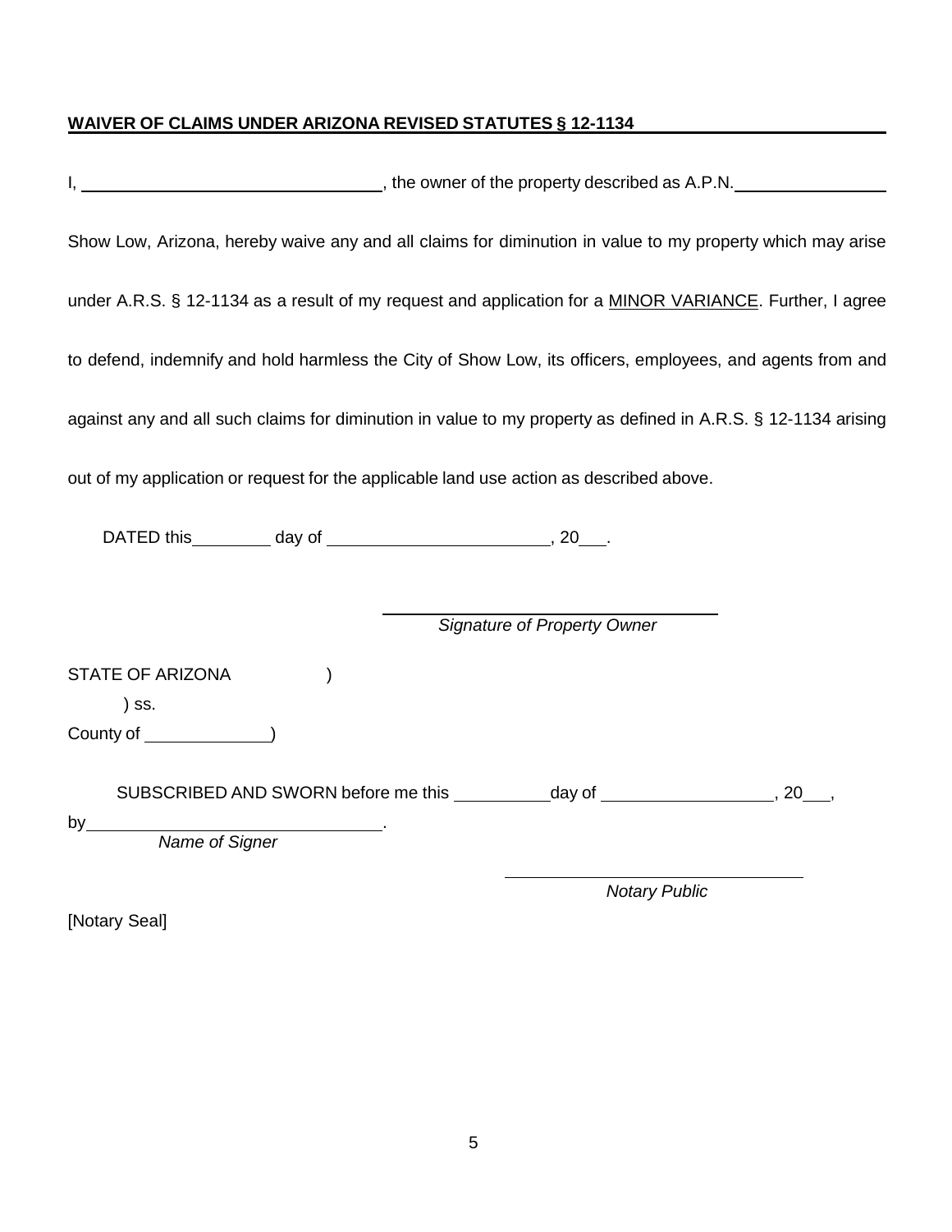**WAIVER OF CLAIMS UNDER ARIZONA REVISED STATUTES § 12-1134**

I, ________________________________, the owner of the property described as A.P.N. ________________

Show Low, Arizona, hereby waive any and all claims for diminution in value to my property which may arise under A.R.S. § 12-1134 as a result of my request and application for a MINOR VARIANCE. Further, I agree to defend, indemnify and hold harmless the City of Show Low, its officers, employees, and agents from and against any and all such claims for diminution in value to my property as defined in A.R.S. § 12-1134 arising out of my application or request for the applicable land use action as described above.

DATED this ________ day of ________________________, 20___.

________________________________
*Signature of Property Owner*

STATE OF ARIZONA )
) ss.
County of ____________)

SUBSCRIBED AND SWORN before me this __________ day of __________________, 20___,

by ________________________________.
*Name of Signer*

________________________________
*Notary Public*

[Notary Seal]